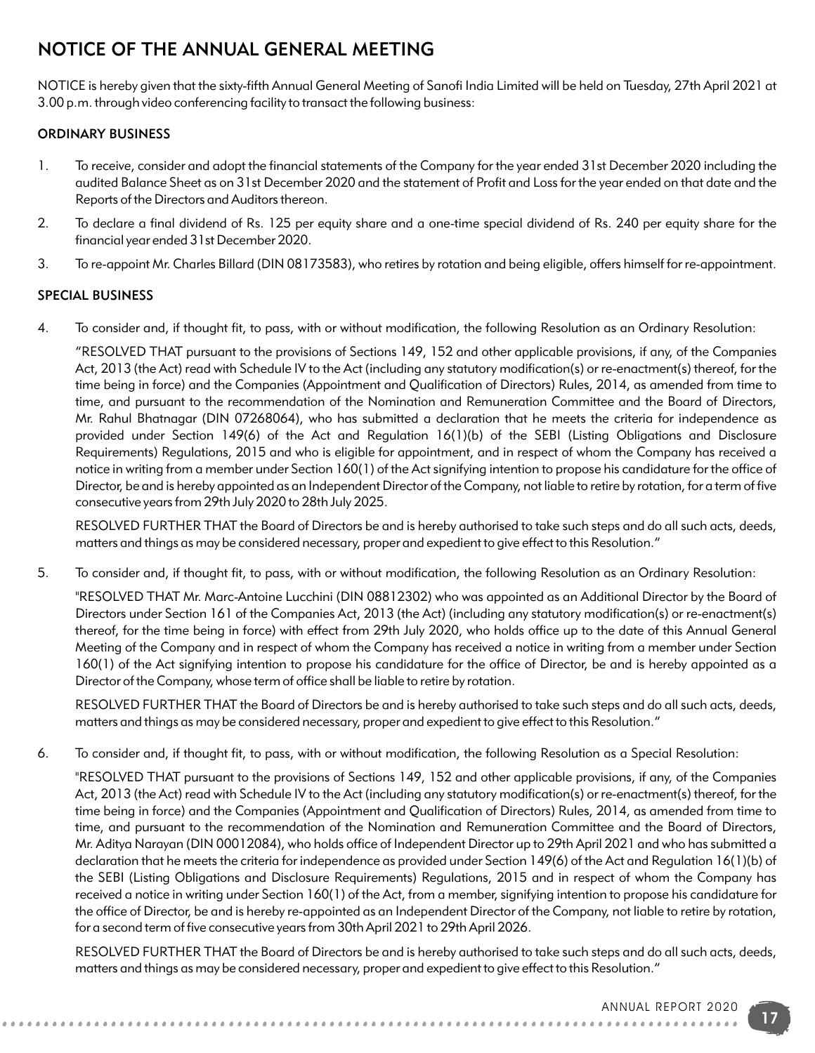# NOTICE OF THE ANNUAL GENERAL MEETING

NOTICE is hereby given that the sixty-fifth Annual General Meeting of Sanofi India Limited will be held on Tuesday, 27th April 2021 at 3.00 p.m. through video conferencing facility to transact the following business:

## ORDINARY BUSINESS

1. To receive, consider and adopt the financial statements of the Company for the year ended 31st December 2020 including the audited Balance Sheet as on 31st December 2020 and the statement of Profit and Loss for the year ended on that date and the Reports of the Directors and Auditors thereon.

2. To declare a final dividend of Rs. 125 per equity share and a one-time special dividend of Rs. 240 per equity share for the financial year ended 31st December 2020.

3. To re-appoint Mr. Charles Billard (DIN 08173583), who retires by rotation and being eligible, offers himself for re-appointment.

## SPECIAL BUSINESS

4. To consider and, if thought fit, to pass, with or without modification, the following Resolution as an Ordinary Resolution:

   "RESOLVED THAT pursuant to the provisions of Sections 149, 152 and other applicable provisions, if any, of the Companies Act, 2013 (the Act) read with Schedule IV to the Act (including any statutory modification(s) or re-enactment(s) thereof, for the time being in force) and the Companies (Appointment and Qualification of Directors) Rules, 2014, as amended from time to time, and pursuant to the recommendation of the Nomination and Remuneration Committee and the Board of Directors, Mr. Rahul Bhatnagar (DIN 07268064), who has submitted a declaration that he meets the criteria for independence as provided under Section 149(6) of the Act and Regulation 16(1)(b) of the SEBI (Listing Obligations and Disclosure Requirements) Regulations, 2015 and who is eligible for appointment, and in respect of whom the Company has received a notice in writing from a member under Section 160(1) of the Act signifying intention to propose his candidature for the office of Director, be and is hereby appointed as an Independent Director of the Company, not liable to retire by rotation, for a term of five consecutive years from 29th July 2020 to 28th July 2025.

   RESOLVED FURTHER THAT the Board of Directors be and is hereby authorised to take such steps and do all such acts, deeds, matters and things as may be considered necessary, proper and expedient to give effect to this Resolution."

5. To consider and, if thought fit, to pass, with or without modification, the following Resolution as an Ordinary Resolution:

   "RESOLVED THAT Mr. Marc-Antoine Lucchini (DIN 08812302) who was appointed as an Additional Director by the Board of Directors under Section 161 of the Companies Act, 2013 (the Act) (including any statutory modification(s) or re-enactment(s) thereof, for the time being in force) with effect from 29th July 2020, who holds office up to the date of this Annual General Meeting of the Company and in respect of whom the Company has received a notice in writing from a member under Section 160(1) of the Act signifying intention to propose his candidature for the office of Director, be and is hereby appointed as a Director of the Company, whose term of office shall be liable to retire by rotation.

   RESOLVED FURTHER THAT the Board of Directors be and is hereby authorised to take such steps and do all such acts, deeds, matters and things as may be considered necessary, proper and expedient to give effect to this Resolution."

6. To consider and, if thought fit, to pass, with or without modification, the following Resolution as a Special Resolution:

   "RESOLVED THAT pursuant to the provisions of Sections 149, 152 and other applicable provisions, if any, of the Companies Act, 2013 (the Act) read with Schedule IV to the Act (including any statutory modification(s) or re-enactment(s) thereof, for the time being in force) and the Companies (Appointment and Qualification of Directors) Rules, 2014, as amended from time to time, and pursuant to the recommendation of the Nomination and Remuneration Committee and the Board of Directors, Mr. Aditya Narayan (DIN 00012084), who holds office of Independent Director up to 29th April 2021 and who has submitted a declaration that he meets the criteria for independence as provided under Section 149(6) of the Act and Regulation 16(1)(b) of the SEBI (Listing Obligations and Disclosure Requirements) Regulations, 2015 and in respect of whom the Company has received a notice in writing under Section 160(1) of the Act, from a member, signifying intention to propose his candidature for the office of Director, be and is hereby re-appointed as an Independent Director of the Company, not liable to retire by rotation, for a second term of five consecutive years from 30th April 2021 to 29th April 2026.

   RESOLVED FURTHER THAT the Board of Directors be and is hereby authorised to take such steps and do all such acts, deeds, matters and things as may be considered necessary, proper and expedient to give effect to this Resolution."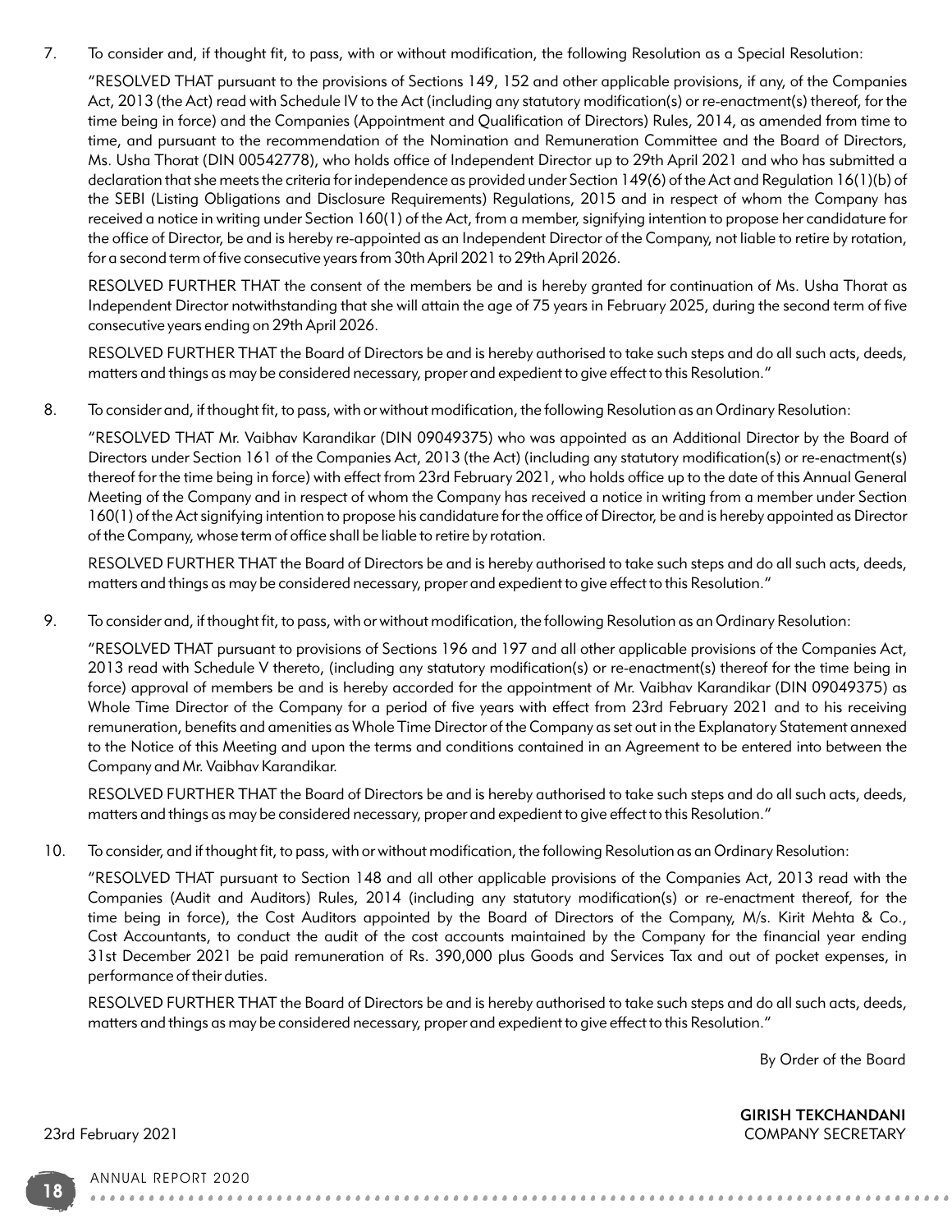7. To consider and, if thought fit, to pass, with or without modification, the following Resolution as a Special Resolution:

   "RESOLVED THAT pursuant to the provisions of Sections 149, 152 and other applicable provisions, if any, of the Companies Act, 2013 (the Act) read with Schedule IV to the Act (including any statutory modification(s) or re-enactment(s) thereof, for the time being in force) and the Companies (Appointment and Qualification of Directors) Rules, 2014, as amended from time to time, and pursuant to the recommendation of the Nomination and Remuneration Committee and the Board of Directors, Ms. Usha Thorat (DIN 00542778), who holds office of Independent Director up to 29th April 2021 and who has submitted a declaration that she meets the criteria for independence as provided under Section 149(6) of the Act and Regulation 16(1)(b) of the SEBI (Listing Obligations and Disclosure Requirements) Regulations, 2015 and in respect of whom the Company has received a notice in writing under Section 160(1) of the Act, from a member, signifying intention to propose her candidature for the office of Director, be and is hereby re-appointed as an Independent Director of the Company, not liable to retire by rotation, for a second term of five consecutive years from 30th April 2021 to 29th April 2026.

   RESOLVED FURTHER THAT the consent of the members be and is hereby granted for continuation of Ms. Usha Thorat as Independent Director notwithstanding that she will attain the age of 75 years in February 2025, during the second term of five consecutive years ending on 29th April 2026.

   RESOLVED FURTHER THAT the Board of Directors be and is hereby authorised to take such steps and do all such acts, deeds, matters and things as may be considered necessary, proper and expedient to give effect to this Resolution."

8. To consider and, if thought fit, to pass, with or without modification, the following Resolution as an Ordinary Resolution:

   "RESOLVED THAT Mr. Vaibhav Karandikar (DIN 09049375) who was appointed as an Additional Director by the Board of Directors under Section 161 of the Companies Act, 2013 (the Act) (including any statutory modification(s) or re-enactment(s) thereof for the time being in force) with effect from 23rd February 2021, who holds office up to the date of this Annual General Meeting of the Company and in respect of whom the Company has received a notice in writing from a member under Section 160(1) of the Act signifying intention to propose his candidature for the office of Director, be and is hereby appointed as Director of the Company, whose term of office shall be liable to retire by rotation.

   RESOLVED FURTHER THAT the Board of Directors be and is hereby authorised to take such steps and do all such acts, deeds, matters and things as may be considered necessary, proper and expedient to give effect to this Resolution."

9. To consider and, if thought fit, to pass, with or without modification, the following Resolution as an Ordinary Resolution:

   "RESOLVED THAT pursuant to provisions of Sections 196 and 197 and all other applicable provisions of the Companies Act, 2013 read with Schedule V thereto, (including any statutory modification(s) or re-enactment(s) thereof for the time being in force) approval of members be and is hereby accorded for the appointment of Mr. Vaibhav Karandikar (DIN 09049375) as Whole Time Director of the Company for a period of five years with effect from 23rd February 2021 and to his receiving remuneration, benefits and amenities as Whole Time Director of the Company as set out in the Explanatory Statement annexed to the Notice of this Meeting and upon the terms and conditions contained in an Agreement to be entered into between the Company and Mr. Vaibhav Karandikar.

   RESOLVED FURTHER THAT the Board of Directors be and is hereby authorised to take such steps and do all such acts, deeds, matters and things as may be considered necessary, proper and expedient to give effect to this Resolution."

10. To consider, and if thought fit, to pass, with or without modification, the following Resolution as an Ordinary Resolution:

    "RESOLVED THAT pursuant to Section 148 and all other applicable provisions of the Companies Act, 2013 read with the Companies (Audit and Auditors) Rules, 2014 (including any statutory modification(s) or re-enactment thereof, for the time being in force), the Cost Auditors appointed by the Board of Directors of the Company, M/s. Kirit Mehta & Co., Cost Accountants, to conduct the audit of the cost accounts maintained by the Company for the financial year ending 31st December 2021 be paid remuneration of Rs. 390,000 plus Goods and Services Tax and out of pocket expenses, in performance of their duties.

    RESOLVED FURTHER THAT the Board of Directors be and is hereby authorised to take such steps and do all such acts, deeds, matters and things as may be considered necessary, proper and expedient to give effect to this Resolution."

By Order of the Board

**GIRISH TEKCHANDANI**
COMPANY SECRETARY

23rd February 2021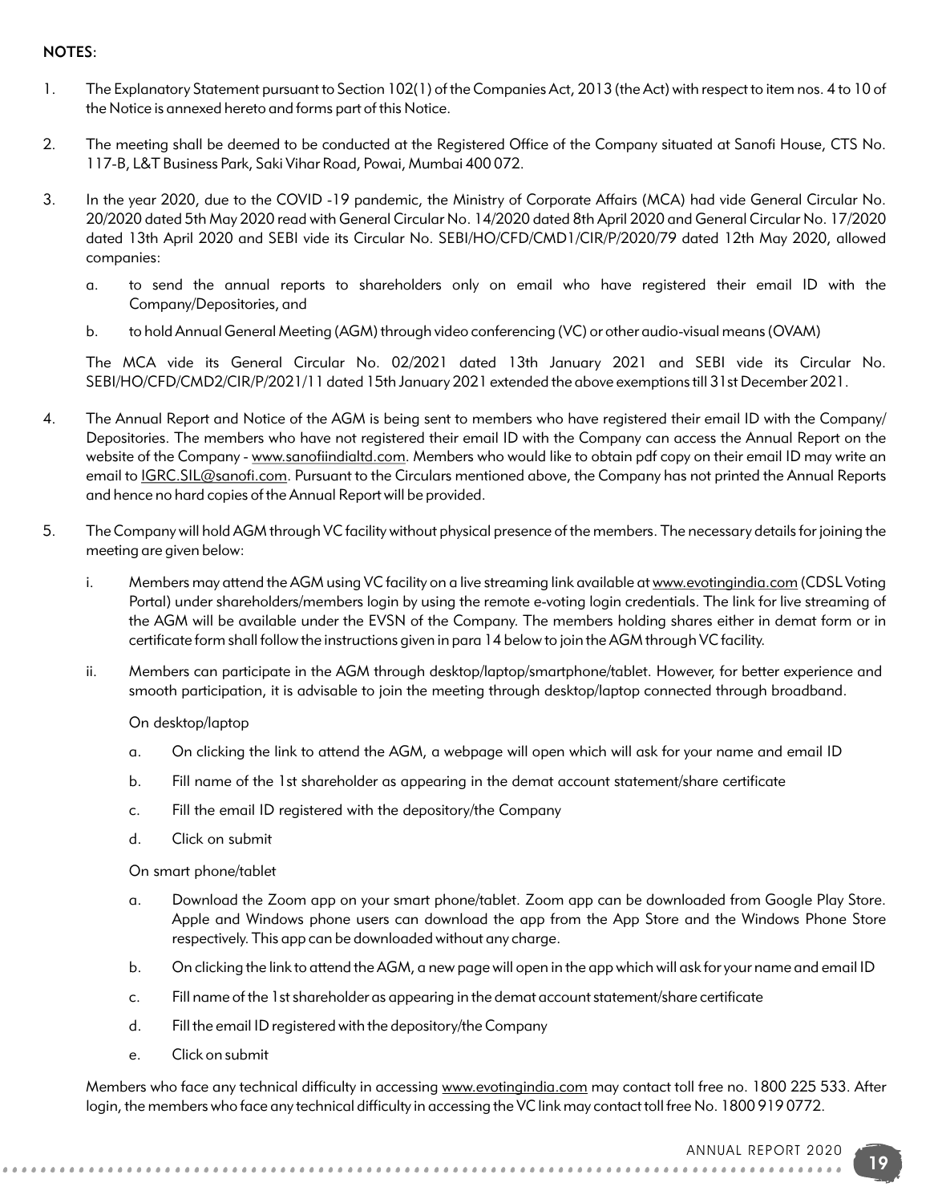**NOTES**:

1. The Explanatory Statement pursuant to Section 102(1) of the Companies Act, 2013 (the Act) with respect to item nos. 4 to 10 of the Notice is annexed hereto and forms part of this Notice.

2. The meeting shall be deemed to be conducted at the Registered Office of the Company situated at Sanofi House, CTS No. 117-B, L&T Business Park, Saki Vihar Road, Powai, Mumbai 400 072.

3. In the year 2020, due to the COVID -19 pandemic, the Ministry of Corporate Affairs (MCA) had vide General Circular No. 20/2020 dated 5th May 2020 read with General Circular No. 14/2020 dated 8th April 2020 and General Circular No. 17/2020 dated 13th April 2020 and SEBI vide its Circular No. SEBI/HO/CFD/CMD1/CIR/P/2020/79 dated 12th May 2020, allowed companies:

   a. to send the annual reports to shareholders only on email who have registered their email ID with the Company/Depositories, and

   b. to hold Annual General Meeting (AGM) through video conferencing (VC) or other audio-visual means (OVAM)

   The MCA vide its General Circular No. 02/2021 dated 13th January 2021 and SEBI vide its Circular No. SEBI/HO/CFD/CMD2/CIR/P/2021/11 dated 15th January 2021 extended the above exemptions till 31st December 2021.

4. The Annual Report and Notice of the AGM is being sent to members who have registered their email ID with the Company/ Depositories. The members who have not registered their email ID with the Company can access the Annual Report on the website of the Company - www.sanofiindialtd.com. Members who would like to obtain pdf copy on their email ID may write an email to IGRC.SIL@sanofi.com. Pursuant to the Circulars mentioned above, the Company has not printed the Annual Reports and hence no hard copies of the Annual Report will be provided.

5. The Company will hold AGM through VC facility without physical presence of the members. The necessary details for joining the meeting are given below:

   i. Members may attend the AGM using VC facility on a live streaming link available at www.evotingindia.com (CDSL Voting Portal) under shareholders/members login by using the remote e-voting login credentials. The link for live streaming of the AGM will be available under the EVSN of the Company. The members holding shares either in demat form or in certificate form shall follow the instructions given in para 14 below to join the AGM through VC facility.

   ii. Members can participate in the AGM through desktop/laptop/smartphone/tablet. However, for better experience and smooth participation, it is advisable to join the meeting through desktop/laptop connected through broadband.

      On desktop/laptop

      a. On clicking the link to attend the AGM, a webpage will open which will ask for your name and email ID

      b. Fill name of the 1st shareholder as appearing in the demat account statement/share certificate

      c. Fill the email ID registered with the depository/the Company

      d. Click on submit

      On smart phone/tablet

      a. Download the Zoom app on your smart phone/tablet. Zoom app can be downloaded from Google Play Store. Apple and Windows phone users can download the app from the App Store and the Windows Phone Store respectively. This app can be downloaded without any charge.

      b. On clicking the link to attend the AGM, a new page will open in the app which will ask for your name and email ID

      c. Fill name of the 1st shareholder as appearing in the demat account statement/share certificate

      d. Fill the email ID registered with the depository/the Company

      e. Click on submit

   Members who face any technical difficulty in accessing www.evotingindia.com may contact toll free no. 1800 225 533. After login, the members who face any technical difficulty in accessing the VC link may contact toll free No. 1800 919 0772.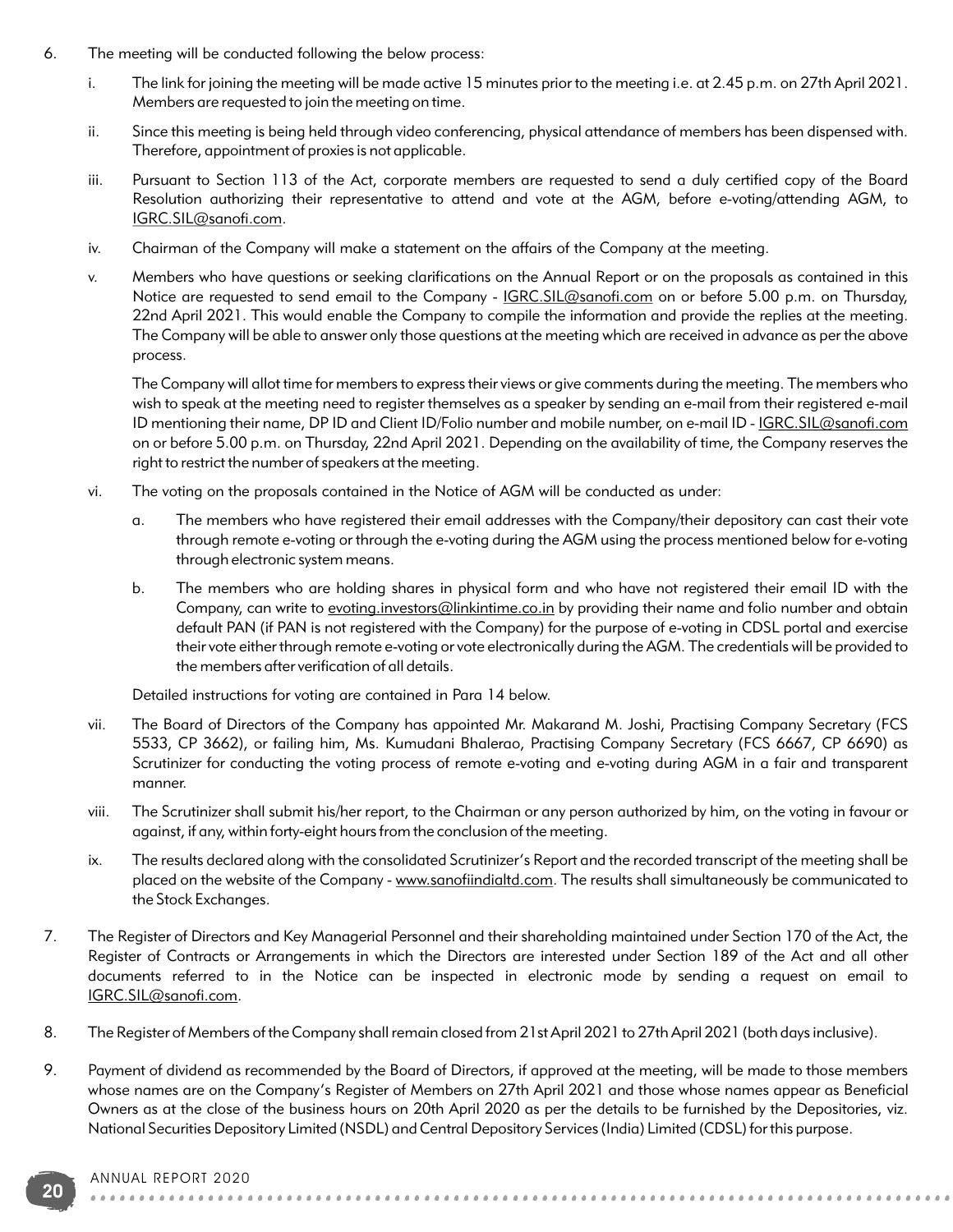6. The meeting will be conducted following the below process:

   i. The link for joining the meeting will be made active 15 minutes prior to the meeting i.e. at 2.45 p.m. on 27th April 2021. Members are requested to join the meeting on time.

   ii. Since this meeting is being held through video conferencing, physical attendance of members has been dispensed with. Therefore, appointment of proxies is not applicable.

   iii. Pursuant to Section 113 of the Act, corporate members are requested to send a duly certified copy of the Board Resolution authorizing their representative to attend and vote at the AGM, before e-voting/attending AGM, to IGRC.SIL@sanofi.com.

   iv. Chairman of the Company will make a statement on the affairs of the Company at the meeting.

   v. Members who have questions or seeking clarifications on the Annual Report or on the proposals as contained in this Notice are requested to send email to the Company - IGRC.SIL@sanofi.com on or before 5.00 p.m. on Thursday, 22nd April 2021. This would enable the Company to compile the information and provide the replies at the meeting. The Company will be able to answer only those questions at the meeting which are received in advance as per the above process.

      The Company will allot time for members to express their views or give comments during the meeting. The members who wish to speak at the meeting need to register themselves as a speaker by sending an e-mail from their registered e-mail ID mentioning their name, DP ID and Client ID/Folio number and mobile number, on e-mail ID - IGRC.SIL@sanofi.com on or before 5.00 p.m. on Thursday, 22nd April 2021. Depending on the availability of time, the Company reserves the right to restrict the number of speakers at the meeting.

   vi. The voting on the proposals contained in the Notice of AGM will be conducted as under:

      a. The members who have registered their email addresses with the Company/their depository can cast their vote through remote e-voting or through the e-voting during the AGM using the process mentioned below for e-voting through electronic system means.

      b. The members who are holding shares in physical form and who have not registered their email ID with the Company, can write to evoting.investors@linkintime.co.in by providing their name and folio number and obtain default PAN (if PAN is not registered with the Company) for the purpose of e-voting in CDSL portal and exercise their vote either through remote e-voting or vote electronically during the AGM. The credentials will be provided to the members after verification of all details.

      Detailed instructions for voting are contained in Para 14 below.

   vii. The Board of Directors of the Company has appointed Mr. Makarand M. Joshi, Practising Company Secretary (FCS 5533, CP 3662), or failing him, Ms. Kumudani Bhalerao, Practising Company Secretary (FCS 6667, CP 6690) as Scrutinizer for conducting the voting process of remote e-voting and e-voting during AGM in a fair and transparent manner.

   viii. The Scrutinizer shall submit his/her report, to the Chairman or any person authorized by him, on the voting in favour or against, if any, within forty-eight hours from the conclusion of the meeting.

   ix. The results declared along with the consolidated Scrutinizer's Report and the recorded transcript of the meeting shall be placed on the website of the Company - www.sanofiindialtd.com. The results shall simultaneously be communicated to the Stock Exchanges.

7. The Register of Directors and Key Managerial Personnel and their shareholding maintained under Section 170 of the Act, the Register of Contracts or Arrangements in which the Directors are interested under Section 189 of the Act and all other documents referred to in the Notice can be inspected in electronic mode by sending a request on email to IGRC.SIL@sanofi.com.

8. The Register of Members of the Company shall remain closed from 21st April 2021 to 27th April 2021 (both days inclusive).

9. Payment of dividend as recommended by the Board of Directors, if approved at the meeting, will be made to those members whose names are on the Company's Register of Members on 27th April 2021 and those whose names appear as Beneficial Owners as at the close of the business hours on 20th April 2020 as per the details to be furnished by the Depositories, viz. National Securities Depository Limited (NSDL) and Central Depository Services (India) Limited (CDSL) for this purpose.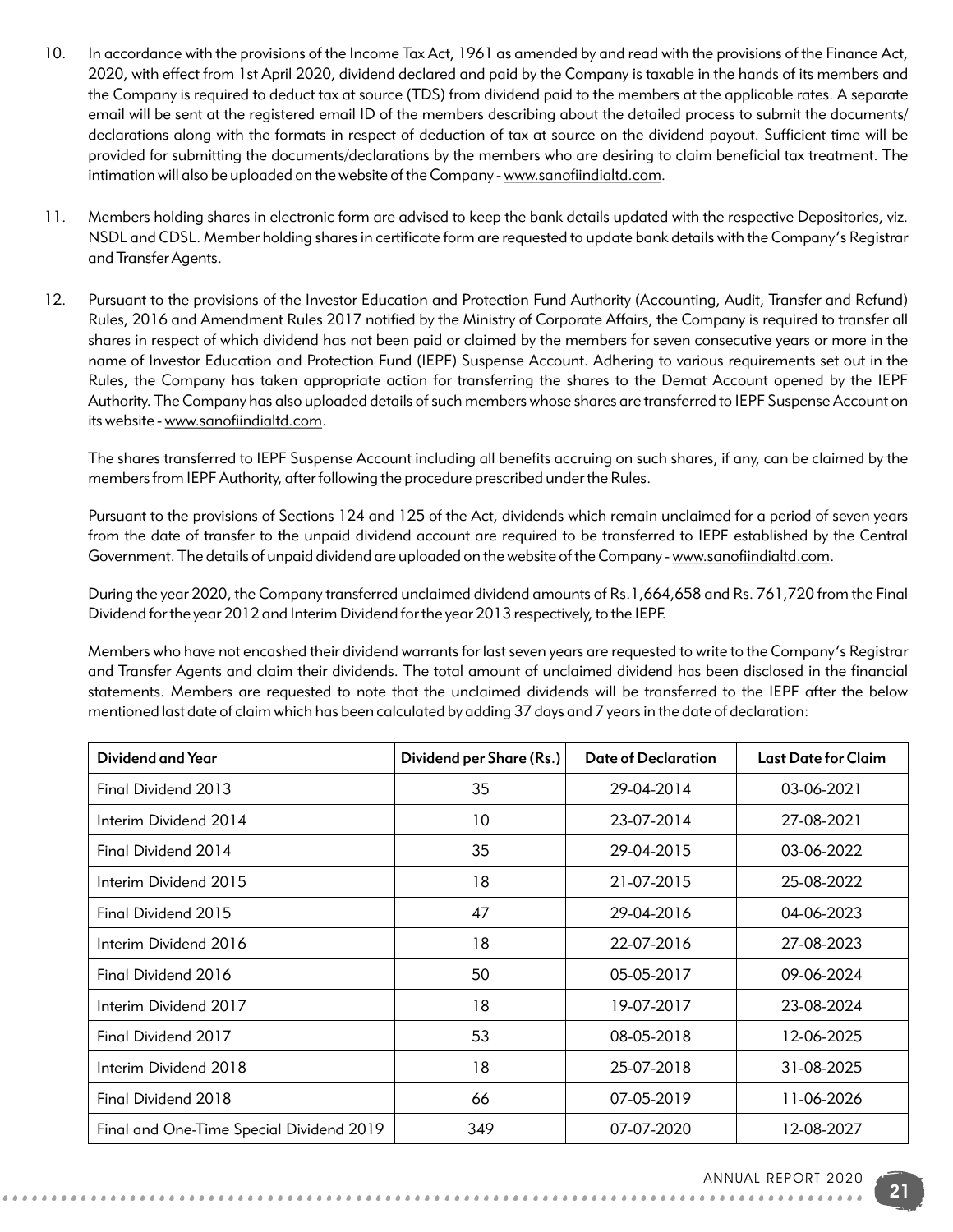10. In accordance with the provisions of the Income Tax Act, 1961 as amended by and read with the provisions of the Finance Act, 2020, with effect from 1st April 2020, dividend declared and paid by the Company is taxable in the hands of its members and the Company is required to deduct tax at source (TDS) from dividend paid to the members at the applicable rates. A separate email will be sent at the registered email ID of the members describing about the detailed process to submit the documents/ declarations along with the formats in respect of deduction of tax at source on the dividend payout. Sufficient time will be provided for submitting the documents/declarations by the members who are desiring to claim beneficial tax treatment. The intimation will also be uploaded on the website of the Company - www.sanofiindialtd.com.

11. Members holding shares in electronic form are advised to keep the bank details updated with the respective Depositories, viz. NSDL and CDSL. Member holding shares in certificate form are requested to update bank details with the Company's Registrar and Transfer Agents.

12. Pursuant to the provisions of the Investor Education and Protection Fund Authority (Accounting, Audit, Transfer and Refund) Rules, 2016 and Amendment Rules 2017 notified by the Ministry of Corporate Affairs, the Company is required to transfer all shares in respect of which dividend has not been paid or claimed by the members for seven consecutive years or more in the name of Investor Education and Protection Fund (IEPF) Suspense Account. Adhering to various requirements set out in the Rules, the Company has taken appropriate action for transferring the shares to the Demat Account opened by the IEPF Authority. The Company has also uploaded details of such members whose shares are transferred to IEPF Suspense Account on its website - www.sanofiindialtd.com.

    The shares transferred to IEPF Suspense Account including all benefits accruing on such shares, if any, can be claimed by the members from IEPF Authority, after following the procedure prescribed under the Rules.

    Pursuant to the provisions of Sections 124 and 125 of the Act, dividends which remain unclaimed for a period of seven years from the date of transfer to the unpaid dividend account are required to be transferred to IEPF established by the Central Government. The details of unpaid dividend are uploaded on the website of the Company - www.sanofiindialtd.com.

    During the year 2020, the Company transferred unclaimed dividend amounts of Rs.1,664,658 and Rs. 761,720 from the Final Dividend for the year 2012 and Interim Dividend for the year 2013 respectively, to the IEPF.

    Members who have not encashed their dividend warrants for last seven years are requested to write to the Company's Registrar and Transfer Agents and claim their dividends. The total amount of unclaimed dividend has been disclosed in the financial statements. Members are requested to note that the unclaimed dividends will be transferred to the IEPF after the below mentioned last date of claim which has been calculated by adding 37 days and 7 years in the date of declaration:

| Dividend and Year | Dividend per Share (Rs.) | Date of Declaration | Last Date for Claim |
|---|---|---|---|
| Final Dividend 2013 | 35 | 29-04-2014 | 03-06-2021 |
| Interim Dividend 2014 | 10 | 23-07-2014 | 27-08-2021 |
| Final Dividend 2014 | 35 | 29-04-2015 | 03-06-2022 |
| Interim Dividend 2015 | 18 | 21-07-2015 | 25-08-2022 |
| Final Dividend 2015 | 47 | 29-04-2016 | 04-06-2023 |
| Interim Dividend 2016 | 18 | 22-07-2016 | 27-08-2023 |
| Final Dividend 2016 | 50 | 05-05-2017 | 09-06-2024 |
| Interim Dividend 2017 | 18 | 19-07-2017 | 23-08-2024 |
| Final Dividend 2017 | 53 | 08-05-2018 | 12-06-2025 |
| Interim Dividend 2018 | 18 | 25-07-2018 | 31-08-2025 |
| Final Dividend 2018 | 66 | 07-05-2019 | 11-06-2026 |
| Final and One-Time Special Dividend 2019 | 349 | 07-07-2020 | 12-08-2027 |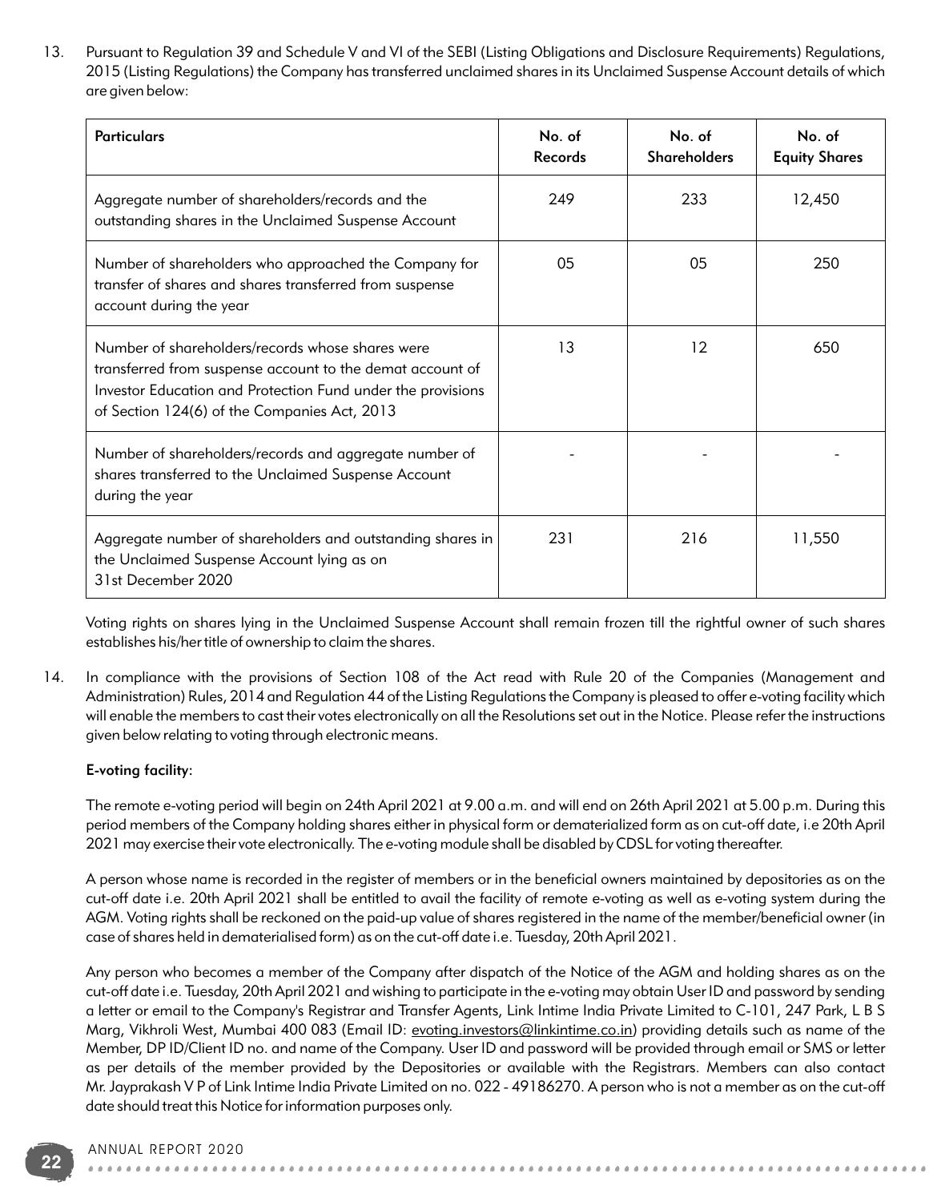13. Pursuant to Regulation 39 and Schedule V and VI of the SEBI (Listing Obligations and Disclosure Requirements) Regulations, 2015 (Listing Regulations) the Company has transferred unclaimed shares in its Unclaimed Suspense Account details of which are given below:

| Particulars | No. of Records | No. of Shareholders | No. of Equity Shares |
|---|---|---|---|
| Aggregate number of shareholders/records and the outstanding shares in the Unclaimed Suspense Account | 249 | 233 | 12,450 |
| Number of shareholders who approached the Company for transfer of shares and shares transferred from suspense account during the year | 05 | 05 | 250 |
| Number of shareholders/records whose shares were transferred from suspense account to the demat account of Investor Education and Protection Fund under the provisions of Section 124(6) of the Companies Act, 2013 | 13 | 12 | 650 |
| Number of shareholders/records and aggregate number of shares transferred to the Unclaimed Suspense Account during the year | - | - | - |
| Aggregate number of shareholders and outstanding shares in the Unclaimed Suspense Account lying as on 31st December 2020 | 231 | 216 | 11,550 |

Voting rights on shares lying in the Unclaimed Suspense Account shall remain frozen till the rightful owner of such shares establishes his/her title of ownership to claim the shares.

14. In compliance with the provisions of Section 108 of the Act read with Rule 20 of the Companies (Management and Administration) Rules, 2014 and Regulation 44 of the Listing Regulations the Company is pleased to offer e-voting facility which will enable the members to cast their votes electronically on all the Resolutions set out in the Notice. Please refer the instructions given below relating to voting through electronic means.

**E-voting facility:**

The remote e-voting period will begin on 24th April 2021 at 9.00 a.m. and will end on 26th April 2021 at 5.00 p.m. During this period members of the Company holding shares either in physical form or dematerialized form as on cut-off date, i.e 20th April 2021 may exercise their vote electronically. The e-voting module shall be disabled by CDSL for voting thereafter.

A person whose name is recorded in the register of members or in the beneficial owners maintained by depositories as on the cut-off date i.e. 20th April 2021 shall be entitled to avail the facility of remote e-voting as well as e-voting system during the AGM. Voting rights shall be reckoned on the paid-up value of shares registered in the name of the member/beneficial owner (in case of shares held in dematerialised form) as on the cut-off date i.e. Tuesday, 20th April 2021.

Any person who becomes a member of the Company after dispatch of the Notice of the AGM and holding shares as on the cut-off date i.e. Tuesday, 20th April 2021 and wishing to participate in the e-voting may obtain User ID and password by sending a letter or email to the Company's Registrar and Transfer Agents, Link Intime India Private Limited to C-101, 247 Park, L B S Marg, Vikhroli West, Mumbai 400 083 (Email ID: evoting.investors@linkintime.co.in) providing details such as name of the Member, DP ID/Client ID no. and name of the Company. User ID and password will be provided through email or SMS or letter as per details of the member provided by the Depositories or available with the Registrars. Members can also contact Mr. Jayprakash V P of Link Intime India Private Limited on no. 022 - 49186270. A person who is not a member as on the cut-off date should treat this Notice for information purposes only.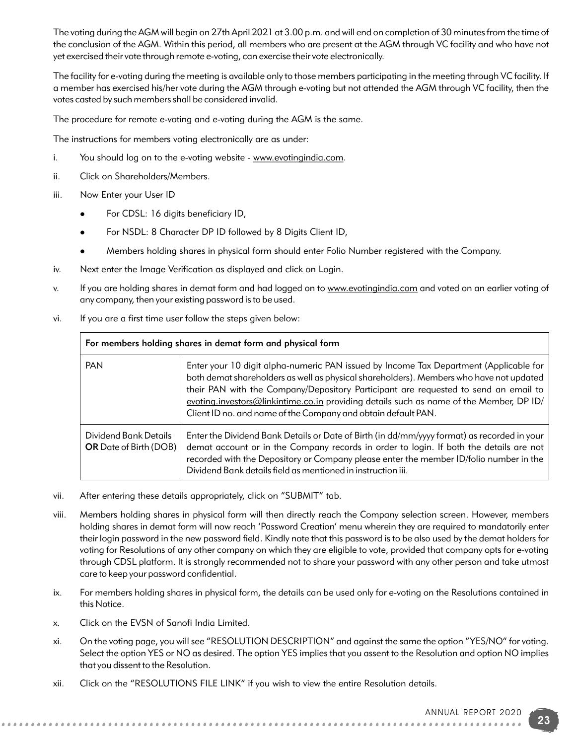The voting during the AGM will begin on 27th April 2021 at 3.00 p.m. and will end on completion of 30 minutes from the time of the conclusion of the AGM. Within this period, all members who are present at the AGM through VC facility and who have not yet exercised their vote through remote e-voting, can exercise their vote electronically.

The facility for e-voting during the meeting is available only to those members participating in the meeting through VC facility. If a member has exercised his/her vote during the AGM through e-voting but not attended the AGM through VC facility, then the votes casted by such members shall be considered invalid.

The procedure for remote e-voting and e-voting during the AGM is the same.

The instructions for members voting electronically are as under:

i. You should log on to the e-voting website - www.evotingindia.com.

ii. Click on Shareholders/Members.

iii. Now Enter your User ID

- For CDSL: 16 digits beneficiary ID,
- For NSDL: 8 Character DP ID followed by 8 Digits Client ID,
- Members holding shares in physical form should enter Folio Number registered with the Company.

iv. Next enter the Image Verification as displayed and click on Login.

v. If you are holding shares in demat form and had logged on to www.evotingindia.com and voted on an earlier voting of any company, then your existing password is to be used.

vi. If you are a first time user follow the steps given below:

| For members holding shares in demat form and physical form | |
|---|---|
| PAN | Enter your 10 digit alpha-numeric PAN issued by Income Tax Department (Applicable for both demat shareholders as well as physical shareholders). Members who have not updated their PAN with the Company/Depository Participant are requested to send an email to evoting.investors@linkintime.co.in providing details such as name of the Member, DP ID/ Client ID no. and name of the Company and obtain default PAN. |
| Dividend Bank Details **OR** Date of Birth (DOB) | Enter the Dividend Bank Details or Date of Birth (in dd/mm/yyyy format) as recorded in your demat account or in the Company records in order to login. If both the details are not recorded with the Depository or Company please enter the member ID/folio number in the Dividend Bank details field as mentioned in instruction iii. |

vii. After entering these details appropriately, click on "SUBMIT" tab.

viii. Members holding shares in physical form will then directly reach the Company selection screen. However, members holding shares in demat form will now reach 'Password Creation' menu wherein they are required to mandatorily enter their login password in the new password field. Kindly note that this password is to be also used by the demat holders for voting for Resolutions of any other company on which they are eligible to vote, provided that company opts for e-voting through CDSL platform. It is strongly recommended not to share your password with any other person and take utmost care to keep your password confidential.

ix. For members holding shares in physical form, the details can be used only for e-voting on the Resolutions contained in this Notice.

x. Click on the EVSN of Sanofi India Limited.

xi. On the voting page, you will see "RESOLUTION DESCRIPTION" and against the same the option "YES/NO" for voting. Select the option YES or NO as desired. The option YES implies that you assent to the Resolution and option NO implies that you dissent to the Resolution.

xii. Click on the "RESOLUTIONS FILE LINK" if you wish to view the entire Resolution details.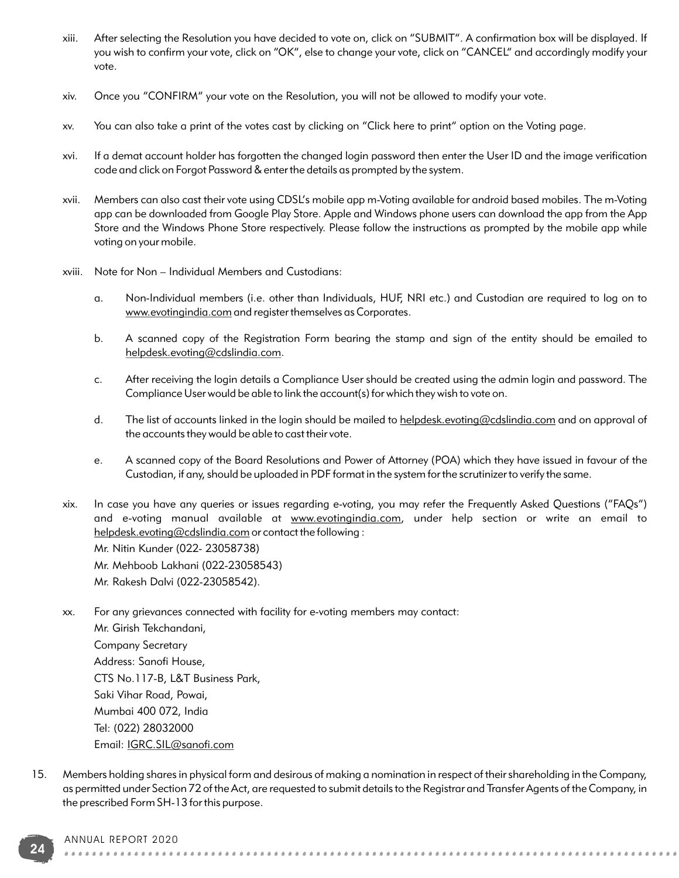xiii. After selecting the Resolution you have decided to vote on, click on "SUBMIT". A confirmation box will be displayed. If you wish to confirm your vote, click on "OK", else to change your vote, click on "CANCEL" and accordingly modify your vote.

xiv. Once you "CONFIRM" your vote on the Resolution, you will not be allowed to modify your vote.

xv. You can also take a print of the votes cast by clicking on "Click here to print" option on the Voting page.

xvi. If a demat account holder has forgotten the changed login password then enter the User ID and the image verification code and click on Forgot Password & enter the details as prompted by the system.

xvii. Members can also cast their vote using CDSL's mobile app m-Voting available for android based mobiles. The m-Voting app can be downloaded from Google Play Store. Apple and Windows phone users can download the app from the App Store and the Windows Phone Store respectively. Please follow the instructions as prompted by the mobile app while voting on your mobile.

xviii. Note for Non – Individual Members and Custodians:

   a. Non-Individual members (i.e. other than Individuals, HUF, NRI etc.) and Custodian are required to log on to www.evotingindia.com and register themselves as Corporates.

   b. A scanned copy of the Registration Form bearing the stamp and sign of the entity should be emailed to helpdesk.evoting@cdslindia.com.

   c. After receiving the login details a Compliance User should be created using the admin login and password. The Compliance User would be able to link the account(s) for which they wish to vote on.

   d. The list of accounts linked in the login should be mailed to helpdesk.evoting@cdslindia.com and on approval of the accounts they would be able to cast their vote.

   e. A scanned copy of the Board Resolutions and Power of Attorney (POA) which they have issued in favour of the Custodian, if any, should be uploaded in PDF format in the system for the scrutinizer to verify the same.

xix. In case you have any queries or issues regarding e-voting, you may refer the Frequently Asked Questions ("FAQs") and e-voting manual available at www.evotingindia.com, under help section or write an email to helpdesk.evoting@cdslindia.com or contact the following :
Mr. Nitin Kunder (022- 23058738)
Mr. Mehboob Lakhani (022-23058543)
Mr. Rakesh Dalvi (022-23058542).

xx. For any grievances connected with facility for e-voting members may contact:
Mr. Girish Tekchandani,
Company Secretary
Address: Sanofi House,
CTS No.117-B, L&T Business Park,
Saki Vihar Road, Powai,
Mumbai 400 072, India
Tel: (022) 28032000
Email: IGRC.SIL@sanofi.com

15. Members holding shares in physical form and desirous of making a nomination in respect of their shareholding in the Company, as permitted under Section 72 of the Act, are requested to submit details to the Registrar and Transfer Agents of the Company, in the prescribed Form SH-13 for this purpose.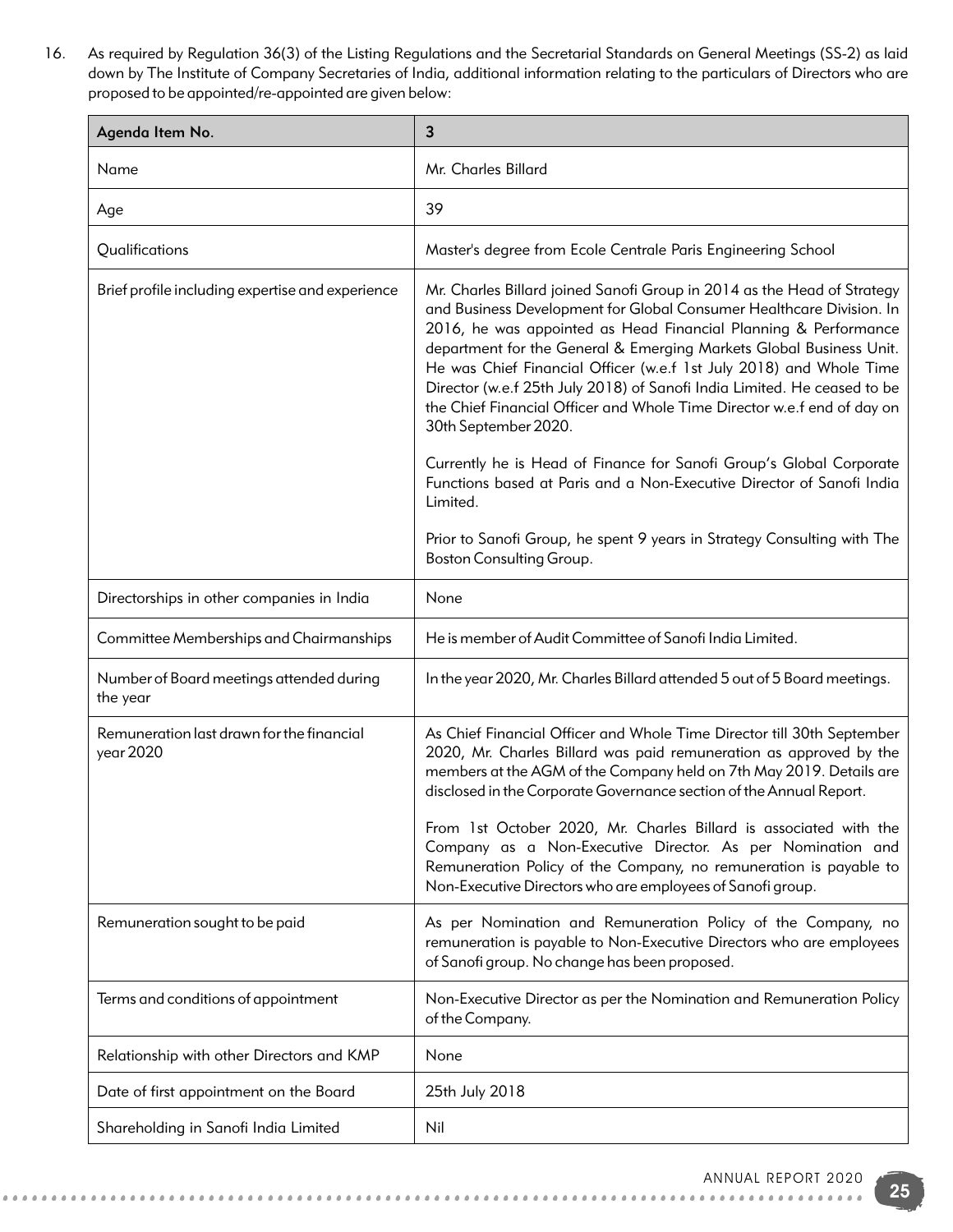16. As required by Regulation 36(3) of the Listing Regulations and the Secretarial Standards on General Meetings (SS-2) as laid down by The Institute of Company Secretaries of India, additional information relating to the particulars of Directors who are proposed to be appointed/re-appointed are given below:

| Agenda Item No. | 3 |
|---|---|
| Name | Mr. Charles Billard |
| Age | 39 |
| Qualifications | Master's degree from Ecole Centrale Paris Engineering School |
| Brief profile including expertise and experience | Mr. Charles Billard joined Sanofi Group in 2014 as the Head of Strategy and Business Development for Global Consumer Healthcare Division. In 2016, he was appointed as Head Financial Planning & Performance department for the General & Emerging Markets Global Business Unit. He was Chief Financial Officer (w.e.f 1st July 2018) and Whole Time Director (w.e.f 25th July 2018) of Sanofi India Limited. He ceased to be the Chief Financial Officer and Whole Time Director w.e.f end of day on 30th September 2020.<br><br>Currently he is Head of Finance for Sanofi Group's Global Corporate Functions based at Paris and a Non-Executive Director of Sanofi India Limited.<br><br>Prior to Sanofi Group, he spent 9 years in Strategy Consulting with The Boston Consulting Group. |
| Directorships in other companies in India | None |
| Committee Memberships and Chairmanships | He is member of Audit Committee of Sanofi India Limited. |
| Number of Board meetings attended during the year | In the year 2020, Mr. Charles Billard attended 5 out of 5 Board meetings. |
| Remuneration last drawn for the financial year 2020 | As Chief Financial Officer and Whole Time Director till 30th September 2020, Mr. Charles Billard was paid remuneration as approved by the members at the AGM of the Company held on 7th May 2019. Details are disclosed in the Corporate Governance section of the Annual Report.<br><br>From 1st October 2020, Mr. Charles Billard is associated with the Company as a Non-Executive Director. As per Nomination and Remuneration Policy of the Company, no remuneration is payable to Non-Executive Directors who are employees of Sanofi group. |
| Remuneration sought to be paid | As per Nomination and Remuneration Policy of the Company, no remuneration is payable to Non-Executive Directors who are employees of Sanofi group. No change has been proposed. |
| Terms and conditions of appointment | Non-Executive Director as per the Nomination and Remuneration Policy of the Company. |
| Relationship with other Directors and KMP | None |
| Date of first appointment on the Board | 25th July 2018 |
| Shareholding in Sanofi India Limited | Nil |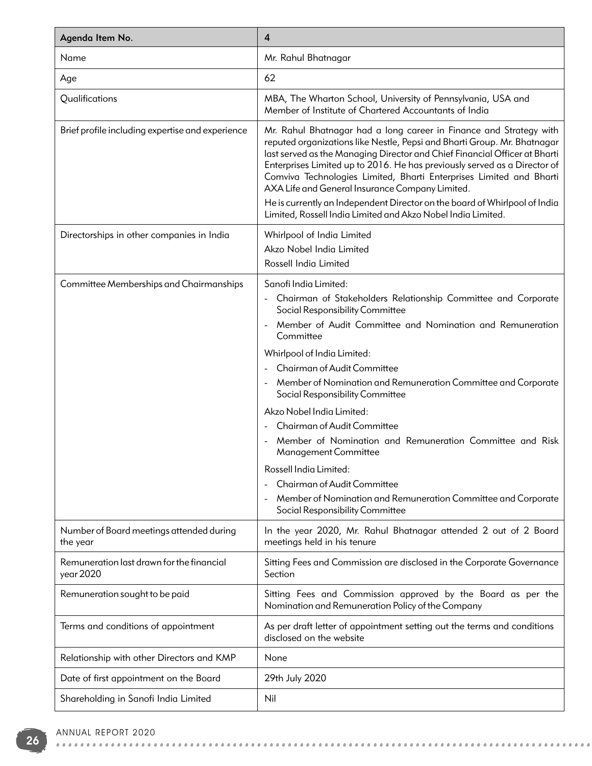| Agenda Item No. | 4 |
| --- | --- |
| Name | Mr. Rahul Bhatnagar |
| Age | 62 |
| Qualifications | MBA, The Wharton School, University of Pennsylvania, USA and Member of Institute of Chartered Accountants of India |
| Brief profile including expertise and experience | Mr. Rahul Bhatnagar had a long career in Finance and Strategy with reputed organizations like Nestle, Pepsi and Bharti Group. Mr. Bhatnagar last served as the Managing Director and Chief Financial Officer at Bharti Enterprises Limited up to 2016. He has previously served as a Director of Comviva Technologies Limited, Bharti Enterprises Limited and Bharti AXA Life and General Insurance Company Limited.<br>He is currently an Independent Director on the board of Whirlpool of India Limited, Rossell India Limited and Akzo Nobel India Limited. |
| Directorships in other companies in India | Whirlpool of India Limited<br>Akzo Nobel India Limited<br>Rossell India Limited |
| Committee Memberships and Chairmanships | Sanofi India Limited:<br>- Chairman of Stakeholders Relationship Committee and Corporate Social Responsibility Committee<br>- Member of Audit Committee and Nomination and Remuneration Committee<br>Whirlpool of India Limited:<br>- Chairman of Audit Committee<br>- Member of Nomination and Remuneration Committee and Corporate Social Responsibility Committee<br>Akzo Nobel India Limited:<br>- Chairman of Audit Committee<br>- Member of Nomination and Remuneration Committee and Risk Management Committee<br>Rossell India Limited:<br>- Chairman of Audit Committee<br>- Member of Nomination and Remuneration Committee and Corporate Social Responsibility Committee |
| Number of Board meetings attended during the year | In the year 2020, Mr. Rahul Bhatnagar attended 2 out of 2 Board meetings held in his tenure |
| Remuneration last drawn for the financial year 2020 | Sitting Fees and Commission are disclosed in the Corporate Governance Section |
| Remuneration sought to be paid | Sitting Fees and Commission approved by the Board as per the Nomination and Remuneration Policy of the Company |
| Terms and conditions of appointment | As per draft letter of appointment setting out the terms and conditions disclosed on the website |
| Relationship with other Directors and KMP | None |
| Date of first appointment on the Board | 29th July 2020 |
| Shareholding in Sanofi India Limited | Nil |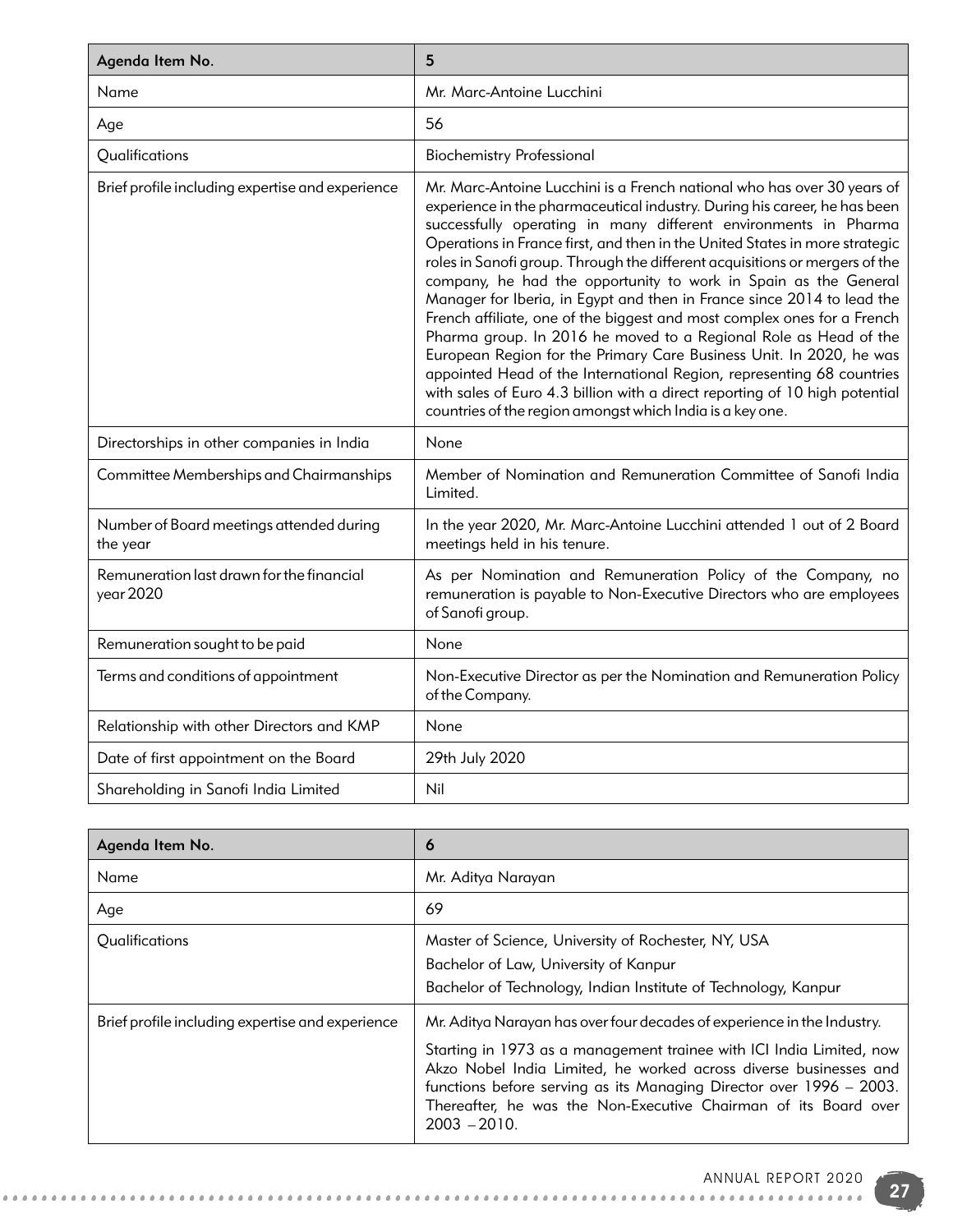| Agenda Item No. | 5 |
|---|---|
| Name | Mr. Marc-Antoine Lucchini |
| Age | 56 |
| Qualifications | Biochemistry Professional |
| Brief profile including expertise and experience | Mr. Marc-Antoine Lucchini is a French national who has over 30 years of experience in the pharmaceutical industry. During his career, he has been successfully operating in many different environments in Pharma Operations in France first, and then in the United States in more strategic roles in Sanofi group. Through the different acquisitions or mergers of the company, he had the opportunity to work in Spain as the General Manager for Iberia, in Egypt and then in France since 2014 to lead the French affiliate, one of the biggest and most complex ones for a French Pharma group. In 2016 he moved to a Regional Role as Head of the European Region for the Primary Care Business Unit. In 2020, he was appointed Head of the International Region, representing 68 countries with sales of Euro 4.3 billion with a direct reporting of 10 high potential countries of the region amongst which India is a key one. |
| Directorships in other companies in India | None |
| Committee Memberships and Chairmanships | Member of Nomination and Remuneration Committee of Sanofi India Limited. |
| Number of Board meetings attended during the year | In the year 2020, Mr. Marc-Antoine Lucchini attended 1 out of 2 Board meetings held in his tenure. |
| Remuneration last drawn for the financial year 2020 | As per Nomination and Remuneration Policy of the Company, no remuneration is payable to Non-Executive Directors who are employees of Sanofi group. |
| Remuneration sought to be paid | None |
| Terms and conditions of appointment | Non-Executive Director as per the Nomination and Remuneration Policy of the Company. |
| Relationship with other Directors and KMP | None |
| Date of first appointment on the Board | 29th July 2020 |
| Shareholding in Sanofi India Limited | Nil |

| Agenda Item No. | 6 |
|---|---|
| Name | Mr. Aditya Narayan |
| Age | 69 |
| Qualifications | Master of Science, University of Rochester, NY, USA<br>Bachelor of Law, University of Kanpur<br>Bachelor of Technology, Indian Institute of Technology, Kanpur |
| Brief profile including expertise and experience | Mr. Aditya Narayan has over four decades of experience in the Industry.<br>Starting in 1973 as a management trainee with ICI India Limited, now Akzo Nobel India Limited, he worked across diverse businesses and functions before serving as its Managing Director over 1996 – 2003. Thereafter, he was the Non-Executive Chairman of its Board over 2003 – 2010. |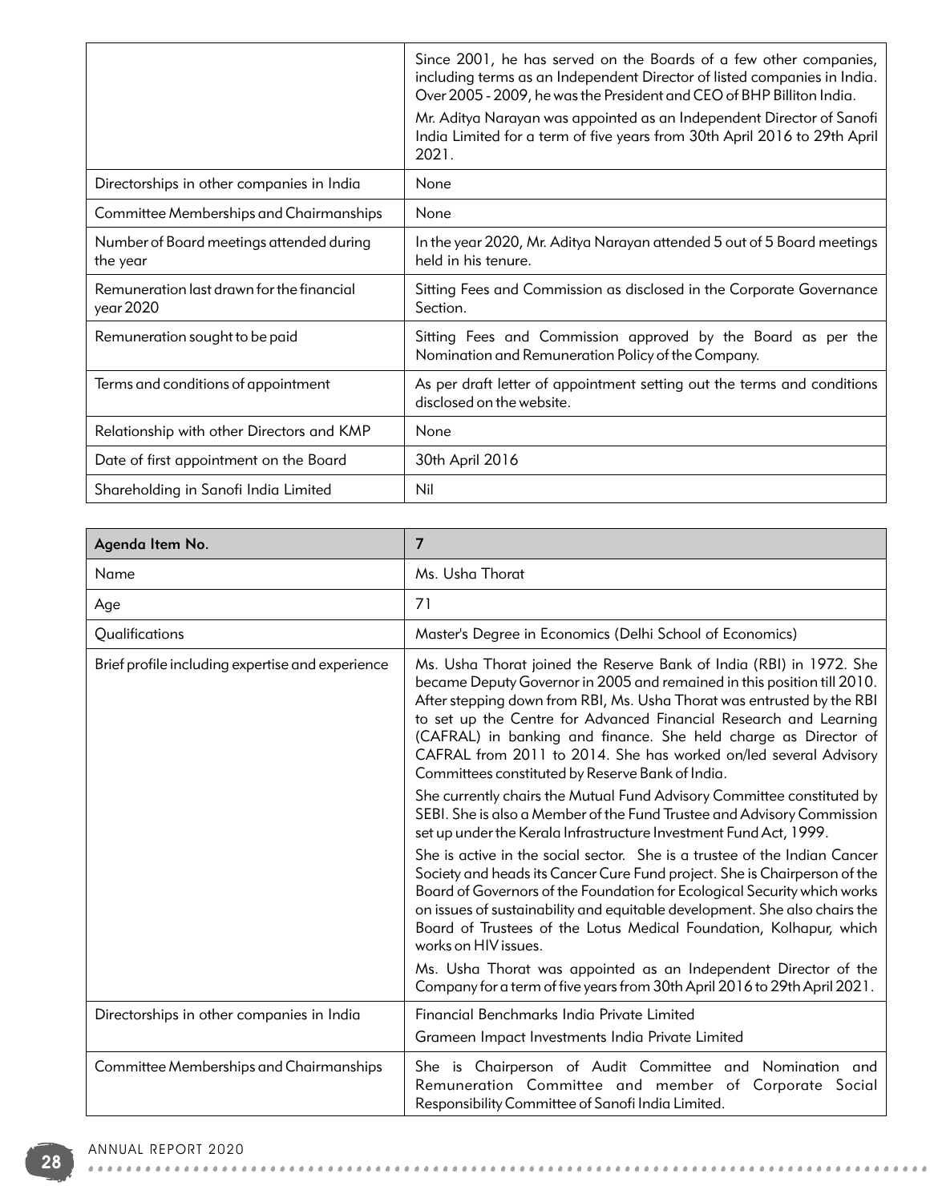| | |
|---|---|
| | Since 2001, he has served on the Boards of a few other companies, including terms as an Independent Director of listed companies in India. Over 2005 - 2009, he was the President and CEO of BHP Billiton India.<br>Mr. Aditya Narayan was appointed as an Independent Director of Sanofi India Limited for a term of five years from 30th April 2016 to 29th April 2021. |
| Directorships in other companies in India | None |
| Committee Memberships and Chairmanships | None |
| Number of Board meetings attended during the year | In the year 2020, Mr. Aditya Narayan attended 5 out of 5 Board meetings held in his tenure. |
| Remuneration last drawn for the financial year 2020 | Sitting Fees and Commission as disclosed in the Corporate Governance Section. |
| Remuneration sought to be paid | Sitting Fees and Commission approved by the Board as per the Nomination and Remuneration Policy of the Company. |
| Terms and conditions of appointment | As per draft letter of appointment setting out the terms and conditions disclosed on the website. |
| Relationship with other Directors and KMP | None |
| Date of first appointment on the Board | 30th April 2016 |
| Shareholding in Sanofi India Limited | Nil |

| **Agenda Item No.** | **7** |
|---|---|
| Name | Ms. Usha Thorat |
| Age | 71 |
| Qualifications | Master's Degree in Economics (Delhi School of Economics) |
| Brief profile including expertise and experience | Ms. Usha Thorat joined the Reserve Bank of India (RBI) in 1972. She became Deputy Governor in 2005 and remained in this position till 2010. After stepping down from RBI, Ms. Usha Thorat was entrusted by the RBI to set up the Centre for Advanced Financial Research and Learning (CAFRAL) in banking and finance. She held charge as Director of CAFRAL from 2011 to 2014. She has worked on/led several Advisory Committees constituted by Reserve Bank of India.<br>She currently chairs the Mutual Fund Advisory Committee constituted by SEBI. She is also a Member of the Fund Trustee and Advisory Commission set up under the Kerala Infrastructure Investment Fund Act, 1999.<br>She is active in the social sector. She is a trustee of the Indian Cancer Society and heads its Cancer Cure Fund project. She is Chairperson of the Board of Governors of the Foundation for Ecological Security which works on issues of sustainability and equitable development. She also chairs the Board of Trustees of the Lotus Medical Foundation, Kolhapur, which works on HIV issues.<br>Ms. Usha Thorat was appointed as an Independent Director of the Company for a term of five years from 30th April 2016 to 29th April 2021. |
| Directorships in other companies in India | Financial Benchmarks India Private Limited<br>Grameen Impact Investments India Private Limited |
| Committee Memberships and Chairmanships | She is Chairperson of Audit Committee and Nomination and Remuneration Committee and member of Corporate Social Responsibility Committee of Sanofi India Limited. |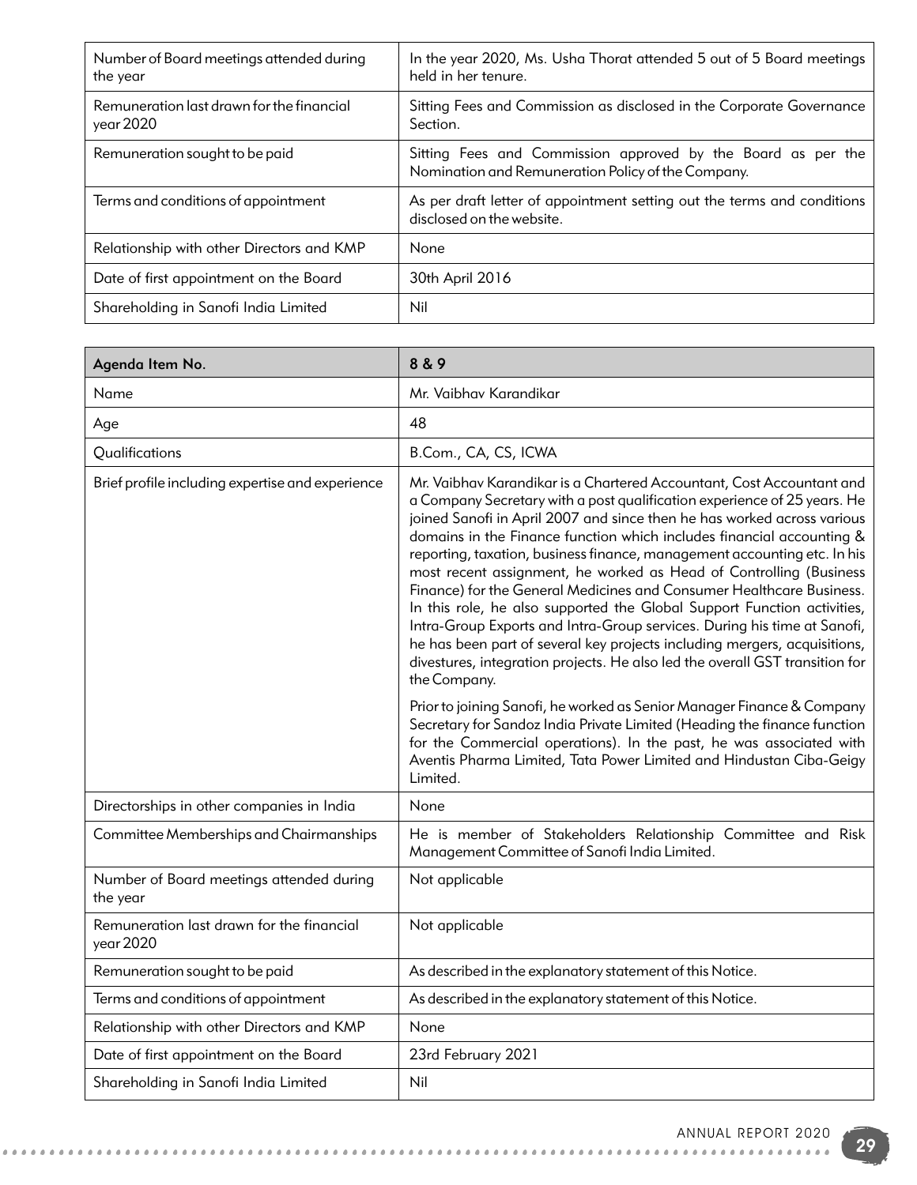| | |
|---|---|
| Number of Board meetings attended during the year | In the year 2020, Ms. Usha Thorat attended 5 out of 5 Board meetings held in her tenure. |
| Remuneration last drawn for the financial year 2020 | Sitting Fees and Commission as disclosed in the Corporate Governance Section. |
| Remuneration sought to be paid | Sitting Fees and Commission approved by the Board as per the Nomination and Remuneration Policy of the Company. |
| Terms and conditions of appointment | As per draft letter of appointment setting out the terms and conditions disclosed on the website. |
| Relationship with other Directors and KMP | None |
| Date of first appointment on the Board | 30th April 2016 |
| Shareholding in Sanofi India Limited | Nil |

| **Agenda Item No.** | **8 & 9** |
|---|---|
| Name | Mr. Vaibhav Karandikar |
| Age | 48 |
| Qualifications | B.Com., CA, CS, ICWA |
| Brief profile including expertise and experience | Mr. Vaibhav Karandikar is a Chartered Accountant, Cost Accountant and a Company Secretary with a post qualification experience of 25 years. He joined Sanofi in April 2007 and since then he has worked across various domains in the Finance function which includes financial accounting & reporting, taxation, business finance, management accounting etc. In his most recent assignment, he worked as Head of Controlling (Business Finance) for the General Medicines and Consumer Healthcare Business. In this role, he also supported the Global Support Function activities, Intra-Group Exports and Intra-Group services. During his time at Sanofi, he has been part of several key projects including mergers, acquisitions, divestures, integration projects. He also led the overall GST transition for the Company.<br><br>Prior to joining Sanofi, he worked as Senior Manager Finance & Company Secretary for Sandoz India Private Limited (Heading the finance function for the Commercial operations). In the past, he was associated with Aventis Pharma Limited, Tata Power Limited and Hindustan Ciba-Geigy Limited. |
| Directorships in other companies in India | None |
| Committee Memberships and Chairmanships | He is member of Stakeholders Relationship Committee and Risk Management Committee of Sanofi India Limited. |
| Number of Board meetings attended during the year | Not applicable |
| Remuneration last drawn for the financial year 2020 | Not applicable |
| Remuneration sought to be paid | As described in the explanatory statement of this Notice. |
| Terms and conditions of appointment | As described in the explanatory statement of this Notice. |
| Relationship with other Directors and KMP | None |
| Date of first appointment on the Board | 23rd February 2021 |
| Shareholding in Sanofi India Limited | Nil |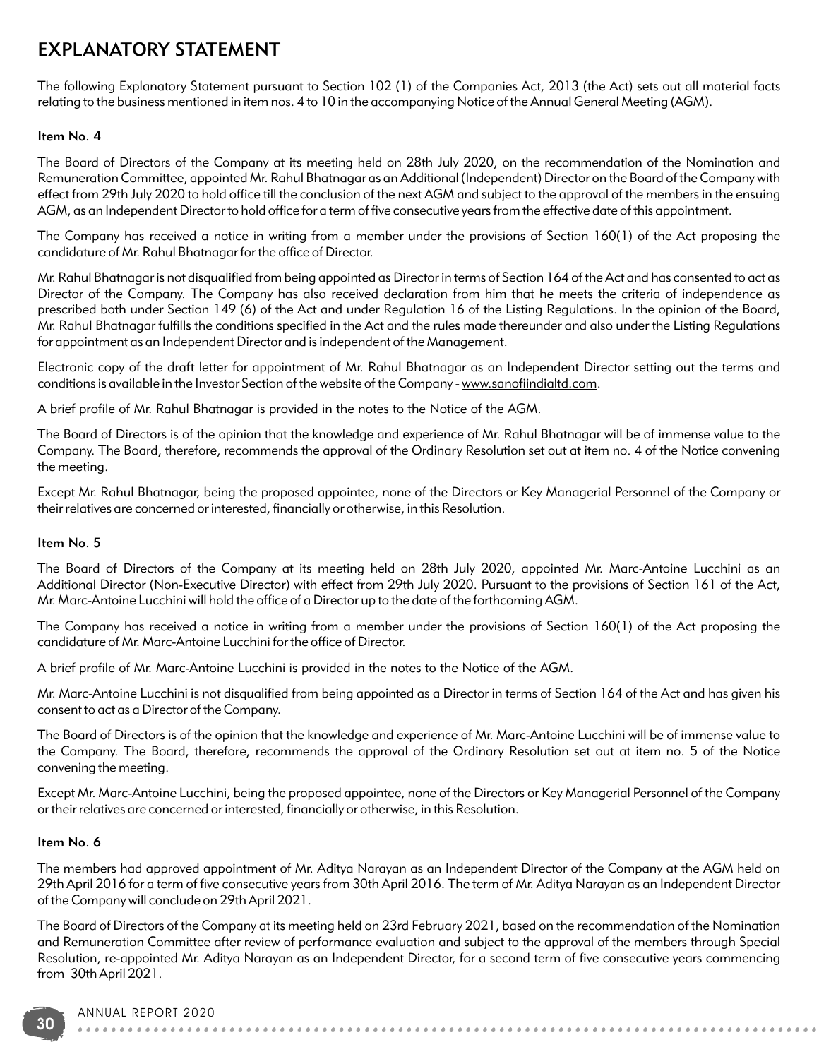# EXPLANATORY STATEMENT

The following Explanatory Statement pursuant to Section 102 (1) of the Companies Act, 2013 (the Act) sets out all material facts relating to the business mentioned in item nos. 4 to 10 in the accompanying Notice of the Annual General Meeting (AGM).

### Item No. 4

The Board of Directors of the Company at its meeting held on 28th July 2020, on the recommendation of the Nomination and Remuneration Committee, appointed Mr. Rahul Bhatnagar as an Additional (Independent) Director on the Board of the Company with effect from 29th July 2020 to hold office till the conclusion of the next AGM and subject to the approval of the members in the ensuing AGM, as an Independent Director to hold office for a term of five consecutive years from the effective date of this appointment.

The Company has received a notice in writing from a member under the provisions of Section 160(1) of the Act proposing the candidature of Mr. Rahul Bhatnagar for the office of Director.

Mr. Rahul Bhatnagar is not disqualified from being appointed as Director in terms of Section 164 of the Act and has consented to act as Director of the Company. The Company has also received declaration from him that he meets the criteria of independence as prescribed both under Section 149 (6) of the Act and under Regulation 16 of the Listing Regulations. In the opinion of the Board, Mr. Rahul Bhatnagar fulfills the conditions specified in the Act and the rules made thereunder and also under the Listing Regulations for appointment as an Independent Director and is independent of the Management.

Electronic copy of the draft letter for appointment of Mr. Rahul Bhatnagar as an Independent Director setting out the terms and conditions is available in the Investor Section of the website of the Company - www.sanofiindialtd.com.

A brief profile of Mr. Rahul Bhatnagar is provided in the notes to the Notice of the AGM.

The Board of Directors is of the opinion that the knowledge and experience of Mr. Rahul Bhatnagar will be of immense value to the Company. The Board, therefore, recommends the approval of the Ordinary Resolution set out at item no. 4 of the Notice convening the meeting.

Except Mr. Rahul Bhatnagar, being the proposed appointee, none of the Directors or Key Managerial Personnel of the Company or their relatives are concerned or interested, financially or otherwise, in this Resolution.

### Item No. 5

The Board of Directors of the Company at its meeting held on 28th July 2020, appointed Mr. Marc-Antoine Lucchini as an Additional Director (Non-Executive Director) with effect from 29th July 2020. Pursuant to the provisions of Section 161 of the Act, Mr. Marc-Antoine Lucchini will hold the office of a Director up to the date of the forthcoming AGM.

The Company has received a notice in writing from a member under the provisions of Section 160(1) of the Act proposing the candidature of Mr. Marc-Antoine Lucchini for the office of Director.

A brief profile of Mr. Marc-Antoine Lucchini is provided in the notes to the Notice of the AGM.

Mr. Marc-Antoine Lucchini is not disqualified from being appointed as a Director in terms of Section 164 of the Act and has given his consent to act as a Director of the Company.

The Board of Directors is of the opinion that the knowledge and experience of Mr. Marc-Antoine Lucchini will be of immense value to the Company. The Board, therefore, recommends the approval of the Ordinary Resolution set out at item no. 5 of the Notice convening the meeting.

Except Mr. Marc-Antoine Lucchini, being the proposed appointee, none of the Directors or Key Managerial Personnel of the Company or their relatives are concerned or interested, financially or otherwise, in this Resolution.

### Item No. 6

The members had approved appointment of Mr. Aditya Narayan as an Independent Director of the Company at the AGM held on 29th April 2016 for a term of five consecutive years from 30th April 2016. The term of Mr. Aditya Narayan as an Independent Director of the Company will conclude on 29th April 2021.

The Board of Directors of the Company at its meeting held on 23rd February 2021, based on the recommendation of the Nomination and Remuneration Committee after review of performance evaluation and subject to the approval of the members through Special Resolution, re-appointed Mr. Aditya Narayan as an Independent Director, for a second term of five consecutive years commencing from 30th April 2021.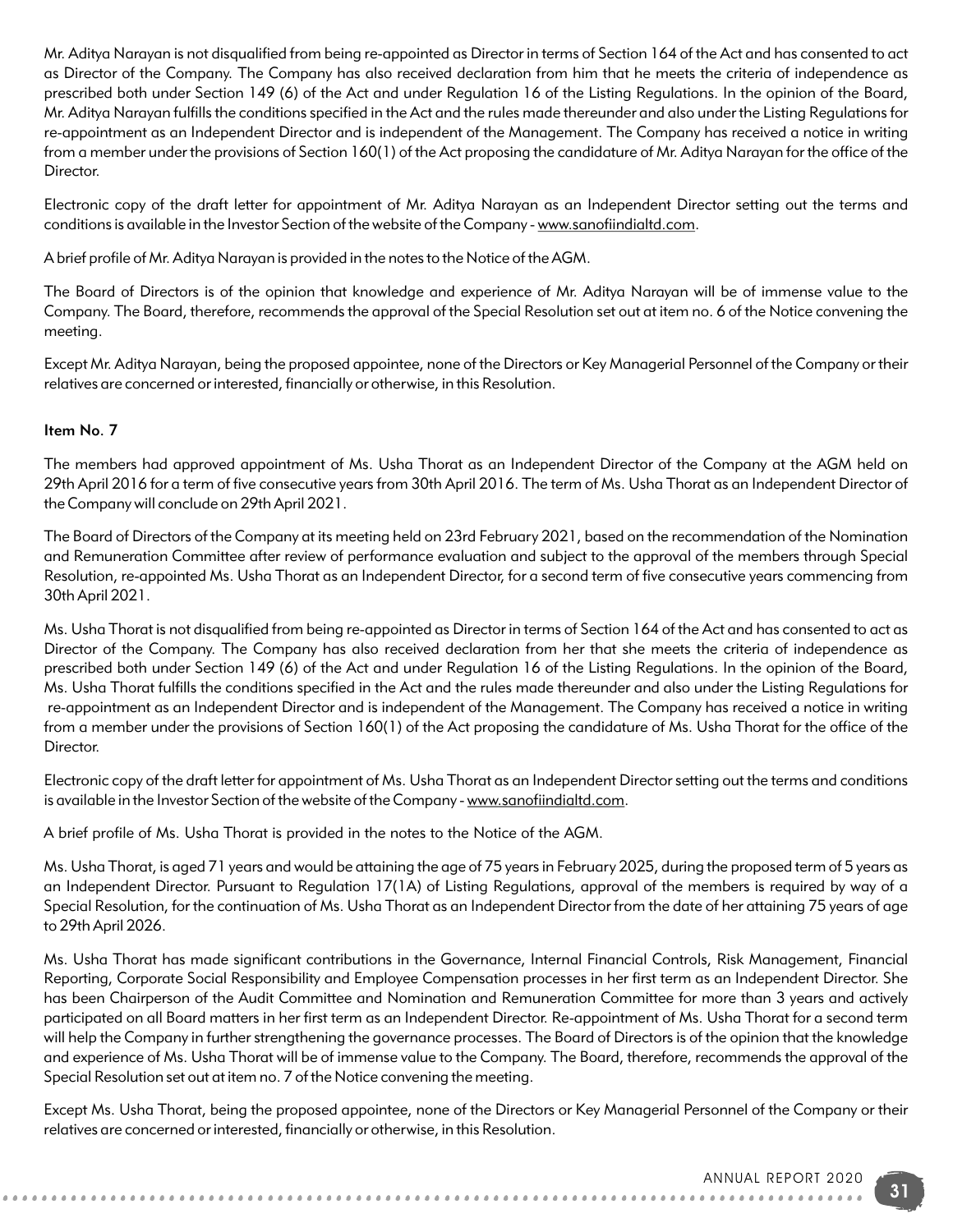Mr. Aditya Narayan is not disqualified from being re-appointed as Director in terms of Section 164 of the Act and has consented to act as Director of the Company. The Company has also received declaration from him that he meets the criteria of independence as prescribed both under Section 149 (6) of the Act and under Regulation 16 of the Listing Regulations. In the opinion of the Board, Mr. Aditya Narayan fulfills the conditions specified in the Act and the rules made thereunder and also under the Listing Regulations for re-appointment as an Independent Director and is independent of the Management. The Company has received a notice in writing from a member under the provisions of Section 160(1) of the Act proposing the candidature of Mr. Aditya Narayan for the office of the Director.

Electronic copy of the draft letter for appointment of Mr. Aditya Narayan as an Independent Director setting out the terms and conditions is available in the Investor Section of the website of the Company - www.sanofiindialtd.com.

A brief profile of Mr. Aditya Narayan is provided in the notes to the Notice of the AGM.

The Board of Directors is of the opinion that knowledge and experience of Mr. Aditya Narayan will be of immense value to the Company. The Board, therefore, recommends the approval of the Special Resolution set out at item no. 6 of the Notice convening the meeting.

Except Mr. Aditya Narayan, being the proposed appointee, none of the Directors or Key Managerial Personnel of the Company or their relatives are concerned or interested, financially or otherwise, in this Resolution.

**Item No. 7**

The members had approved appointment of Ms. Usha Thorat as an Independent Director of the Company at the AGM held on 29th April 2016 for a term of five consecutive years from 30th April 2016. The term of Ms. Usha Thorat as an Independent Director of the Company will conclude on 29th April 2021.

The Board of Directors of the Company at its meeting held on 23rd February 2021, based on the recommendation of the Nomination and Remuneration Committee after review of performance evaluation and subject to the approval of the members through Special Resolution, re-appointed Ms. Usha Thorat as an Independent Director, for a second term of five consecutive years commencing from 30th April 2021.

Ms. Usha Thorat is not disqualified from being re-appointed as Director in terms of Section 164 of the Act and has consented to act as Director of the Company. The Company has also received declaration from her that she meets the criteria of independence as prescribed both under Section 149 (6) of the Act and under Regulation 16 of the Listing Regulations. In the opinion of the Board, Ms. Usha Thorat fulfills the conditions specified in the Act and the rules made thereunder and also under the Listing Regulations for re-appointment as an Independent Director and is independent of the Management. The Company has received a notice in writing from a member under the provisions of Section 160(1) of the Act proposing the candidature of Ms. Usha Thorat for the office of the Director.

Electronic copy of the draft letter for appointment of Ms. Usha Thorat as an Independent Director setting out the terms and conditions is available in the Investor Section of the website of the Company - www.sanofiindialtd.com.

A brief profile of Ms. Usha Thorat is provided in the notes to the Notice of the AGM.

Ms. Usha Thorat, is aged 71 years and would be attaining the age of 75 years in February 2025, during the proposed term of 5 years as an Independent Director. Pursuant to Regulation 17(1A) of Listing Regulations, approval of the members is required by way of a Special Resolution, for the continuation of Ms. Usha Thorat as an Independent Director from the date of her attaining 75 years of age to 29th April 2026.

Ms. Usha Thorat has made significant contributions in the Governance, Internal Financial Controls, Risk Management, Financial Reporting, Corporate Social Responsibility and Employee Compensation processes in her first term as an Independent Director. She has been Chairperson of the Audit Committee and Nomination and Remuneration Committee for more than 3 years and actively participated on all Board matters in her first term as an Independent Director. Re-appointment of Ms. Usha Thorat for a second term will help the Company in further strengthening the governance processes. The Board of Directors is of the opinion that the knowledge and experience of Ms. Usha Thorat will be of immense value to the Company. The Board, therefore, recommends the approval of the Special Resolution set out at item no. 7 of the Notice convening the meeting.

Except Ms. Usha Thorat, being the proposed appointee, none of the Directors or Key Managerial Personnel of the Company or their relatives are concerned or interested, financially or otherwise, in this Resolution.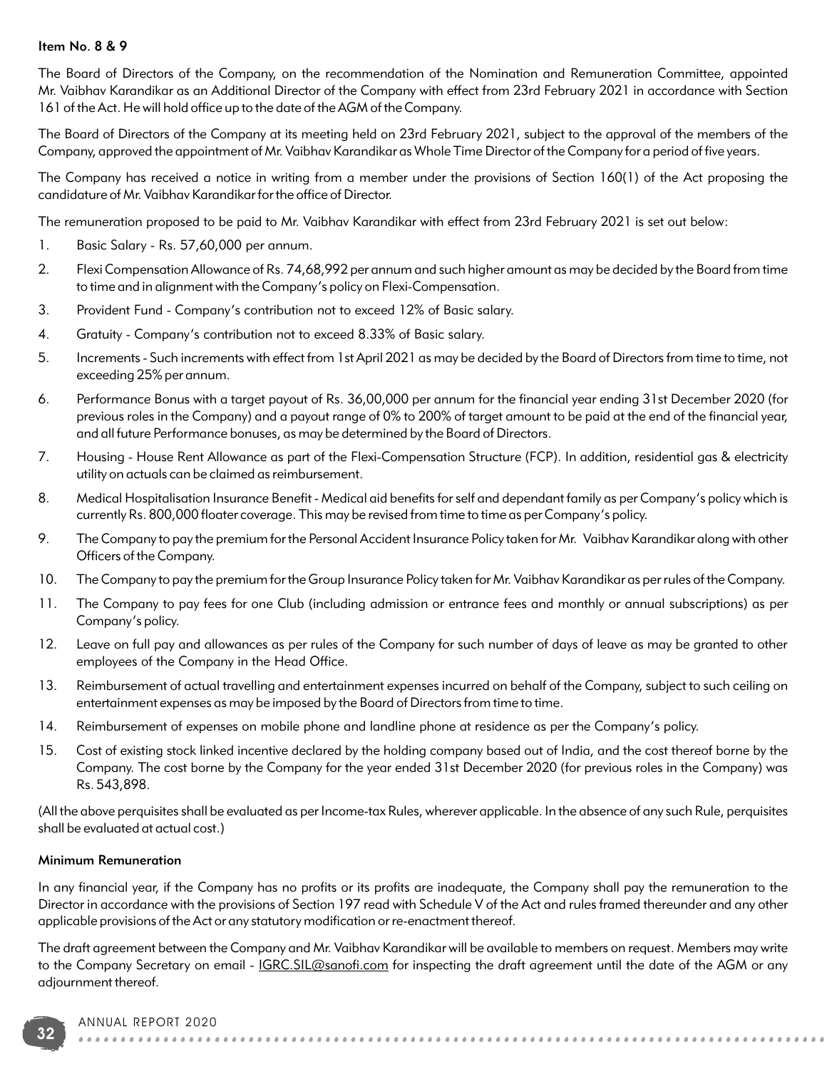#### Item No. 8 & 9

The Board of Directors of the Company, on the recommendation of the Nomination and Remuneration Committee, appointed Mr. Vaibhav Karandikar as an Additional Director of the Company with effect from 23rd February 2021 in accordance with Section 161 of the Act. He will hold office up to the date of the AGM of the Company.

The Board of Directors of the Company at its meeting held on 23rd February 2021, subject to the approval of the members of the Company, approved the appointment of Mr. Vaibhav Karandikar as Whole Time Director of the Company for a period of five years.

The Company has received a notice in writing from a member under the provisions of Section 160(1) of the Act proposing the candidature of Mr. Vaibhav Karandikar for the office of Director.

The remuneration proposed to be paid to Mr. Vaibhav Karandikar with effect from 23rd February 2021 is set out below:

1. Basic Salary - Rs. 57,60,000 per annum.
2. Flexi Compensation Allowance of Rs. 74,68,992 per annum and such higher amount as may be decided by the Board from time to time and in alignment with the Company's policy on Flexi-Compensation.
3. Provident Fund - Company's contribution not to exceed 12% of Basic salary.
4. Gratuity - Company's contribution not to exceed 8.33% of Basic salary.
5. Increments - Such increments with effect from 1st April 2021 as may be decided by the Board of Directors from time to time, not exceeding 25% per annum.
6. Performance Bonus with a target payout of Rs. 36,00,000 per annum for the financial year ending 31st December 2020 (for previous roles in the Company) and a payout range of 0% to 200% of target amount to be paid at the end of the financial year, and all future Performance bonuses, as may be determined by the Board of Directors.
7. Housing - House Rent Allowance as part of the Flexi-Compensation Structure (FCP). In addition, residential gas & electricity utility on actuals can be claimed as reimbursement.
8. Medical Hospitalisation Insurance Benefit - Medical aid benefits for self and dependant family as per Company's policy which is currently Rs. 800,000 floater coverage. This may be revised from time to time as per Company's policy.
9. The Company to pay the premium for the Personal Accident Insurance Policy taken for Mr. Vaibhav Karandikar along with other Officers of the Company.
10. The Company to pay the premium for the Group Insurance Policy taken for Mr. Vaibhav Karandikar as per rules of the Company.
11. The Company to pay fees for one Club (including admission or entrance fees and monthly or annual subscriptions) as per Company's policy.
12. Leave on full pay and allowances as per rules of the Company for such number of days of leave as may be granted to other employees of the Company in the Head Office.
13. Reimbursement of actual travelling and entertainment expenses incurred on behalf of the Company, subject to such ceiling on entertainment expenses as may be imposed by the Board of Directors from time to time.
14. Reimbursement of expenses on mobile phone and landline phone at residence as per the Company's policy.
15. Cost of existing stock linked incentive declared by the holding company based out of India, and the cost thereof borne by the Company. The cost borne by the Company for the year ended 31st December 2020 (for previous roles in the Company) was Rs. 543,898.

(All the above perquisites shall be evaluated as per Income-tax Rules, wherever applicable. In the absence of any such Rule, perquisites shall be evaluated at actual cost.)

#### Minimum Remuneration

In any financial year, if the Company has no profits or its profits are inadequate, the Company shall pay the remuneration to the Director in accordance with the provisions of Section 197 read with Schedule V of the Act and rules framed thereunder and any other applicable provisions of the Act or any statutory modification or re-enactment thereof.

The draft agreement between the Company and Mr. Vaibhav Karandikar will be available to members on request. Members may write to the Company Secretary on email - IGRC.SIL@sanofi.com for inspecting the draft agreement until the date of the AGM or any adjournment thereof.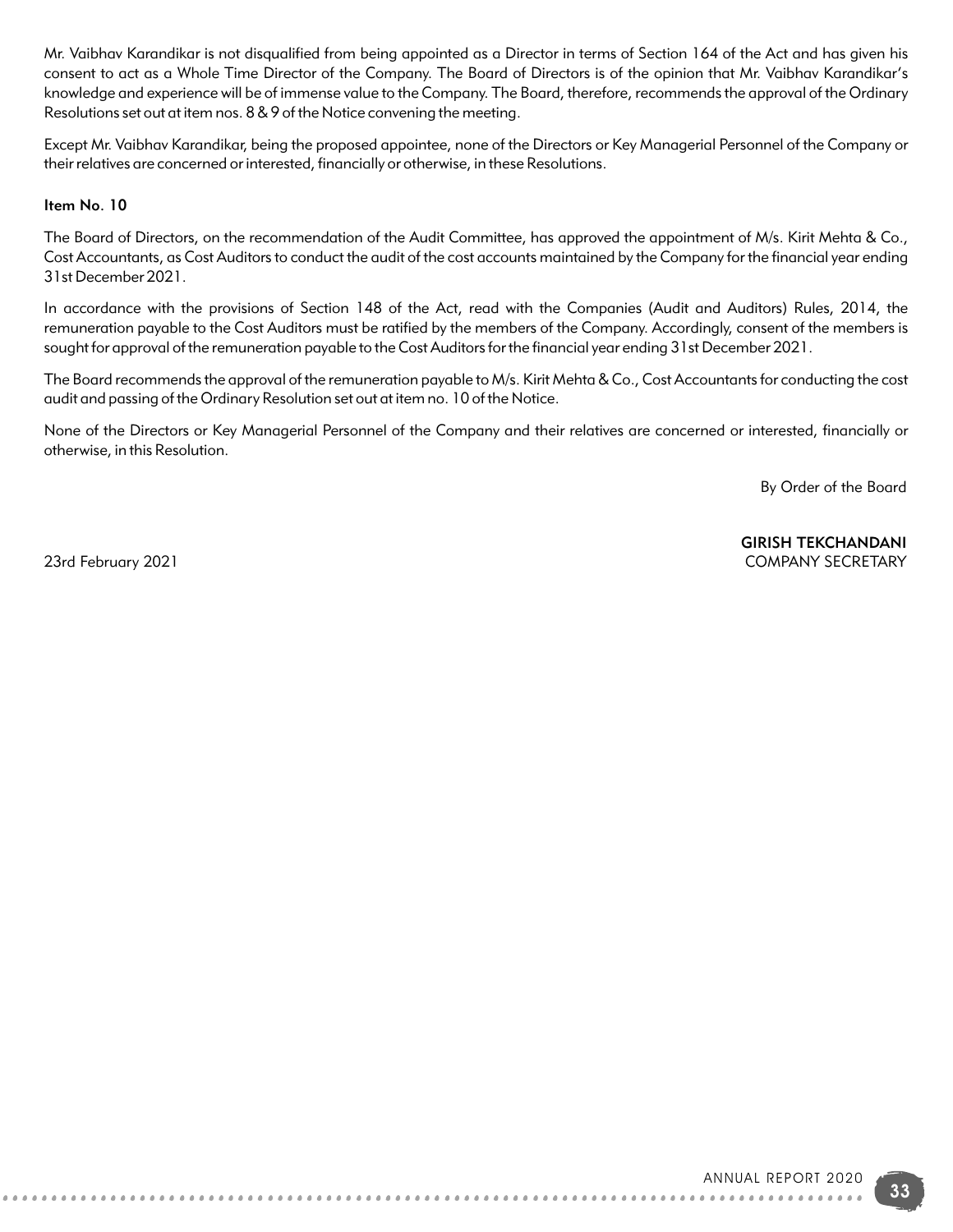Mr. Vaibhav Karandikar is not disqualified from being appointed as a Director in terms of Section 164 of the Act and has given his consent to act as a Whole Time Director of the Company. The Board of Directors is of the opinion that Mr. Vaibhav Karandikar's knowledge and experience will be of immense value to the Company. The Board, therefore, recommends the approval of the Ordinary Resolutions set out at item nos. 8 & 9 of the Notice convening the meeting.

Except Mr. Vaibhav Karandikar, being the proposed appointee, none of the Directors or Key Managerial Personnel of the Company or their relatives are concerned or interested, financially or otherwise, in these Resolutions.

**Item No. 10**

The Board of Directors, on the recommendation of the Audit Committee, has approved the appointment of M/s. Kirit Mehta & Co., Cost Accountants, as Cost Auditors to conduct the audit of the cost accounts maintained by the Company for the financial year ending 31st December 2021.

In accordance with the provisions of Section 148 of the Act, read with the Companies (Audit and Auditors) Rules, 2014, the remuneration payable to the Cost Auditors must be ratified by the members of the Company. Accordingly, consent of the members is sought for approval of the remuneration payable to the Cost Auditors for the financial year ending 31st December 2021.

The Board recommends the approval of the remuneration payable to M/s. Kirit Mehta & Co., Cost Accountants for conducting the cost audit and passing of the Ordinary Resolution set out at item no. 10 of the Notice.

None of the Directors or Key Managerial Personnel of the Company and their relatives are concerned or interested, financially or otherwise, in this Resolution.

By Order of the Board

**GIRISH TEKCHANDANI**
COMPANY SECRETARY

23rd February 2021